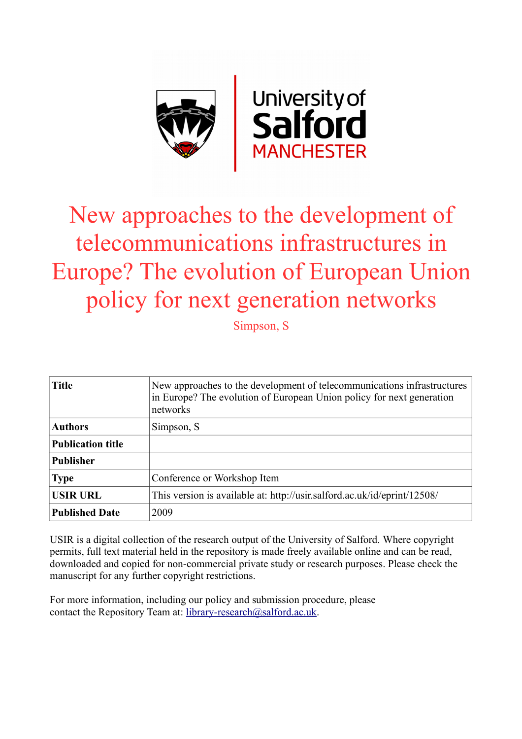# New approaches to the development of telecommunications infrastructures in Europe? The evolution of European Union policy for next generation networks

Simpson, S

| Title | New approaches to the development of telecommunications infrastructures in Europe? The evolution of European Union policy for next generation networks |
|---|---|
| Authors | Simpson, S |
| Publication title | |
| Publisher | |
| Type | Conference or Workshop Item |
| USIR URL | This version is available at: http://usir.salford.ac.uk/id/eprint/12508/ |
| Published Date | 2009 |

USIR is a digital collection of the research output of the University of Salford. Where copyright permits, full text material held in the repository is made freely available online and can be read, downloaded and copied for non-commercial private study or research purposes. Please check the manuscript for any further copyright restrictions.

For more information, including our policy and submission procedure, please contact the Repository Team at: library-research@salford.ac.uk.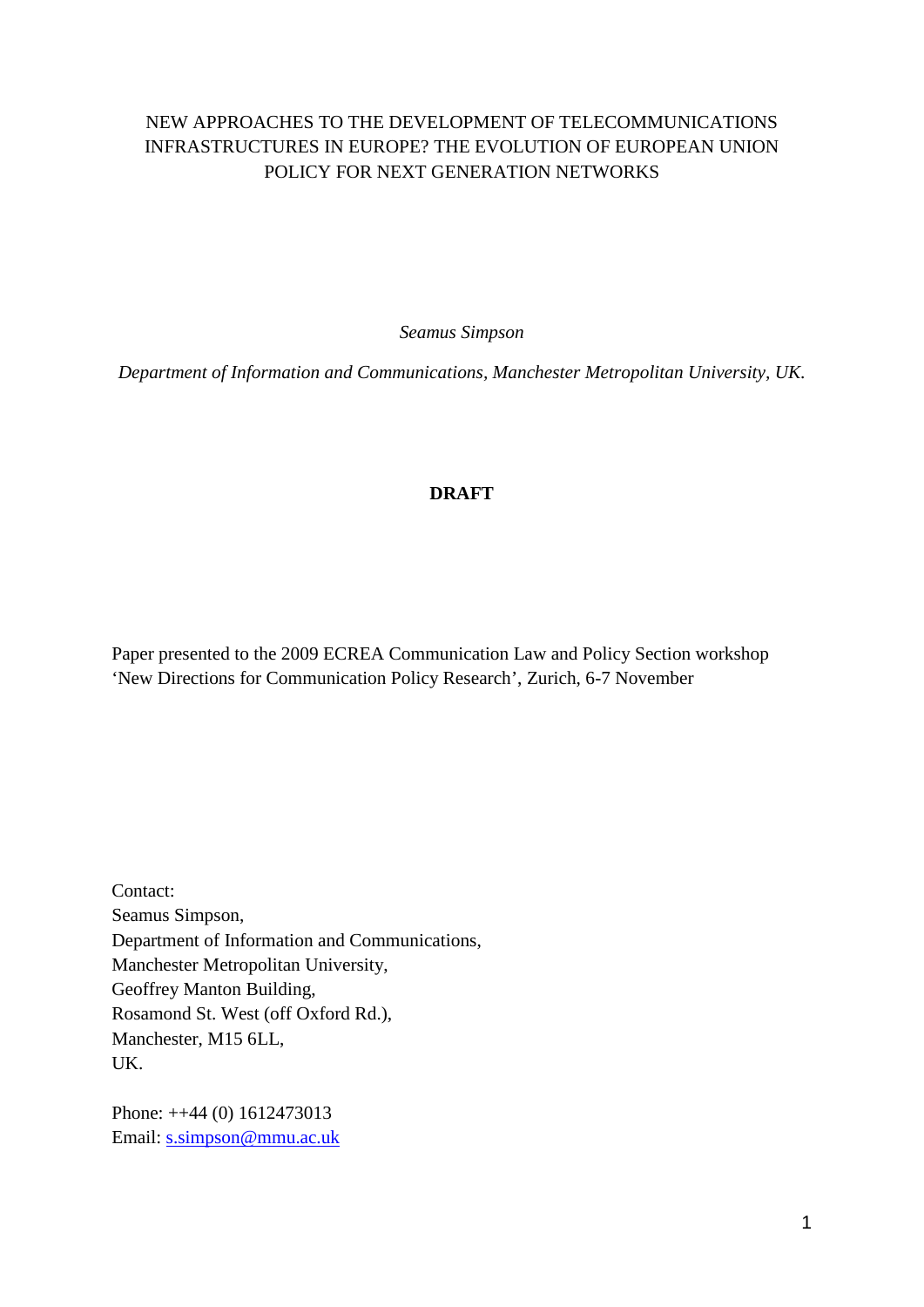NEW APPROACHES TO THE DEVELOPMENT OF TELECOMMUNICATIONS INFRASTRUCTURES IN EUROPE? THE EVOLUTION OF EUROPEAN UNION POLICY FOR NEXT GENERATION NETWORKS

*Seamus Simpson*

*Department of Information and Communications, Manchester Metropolitan University, UK.*

**DRAFT**

Paper presented to the 2009 ECREA Communication Law and Policy Section workshop 'New Directions for Communication Policy Research', Zurich, 6-7 November

Contact:
Seamus Simpson,
Department of Information and Communications,
Manchester Metropolitan University,
Geoffrey Manton Building,
Rosamond St. West (off Oxford Rd.),
Manchester, M15 6LL,
UK.

Phone: ++44 (0) 1612473013
Email: s.simpson@mmu.ac.uk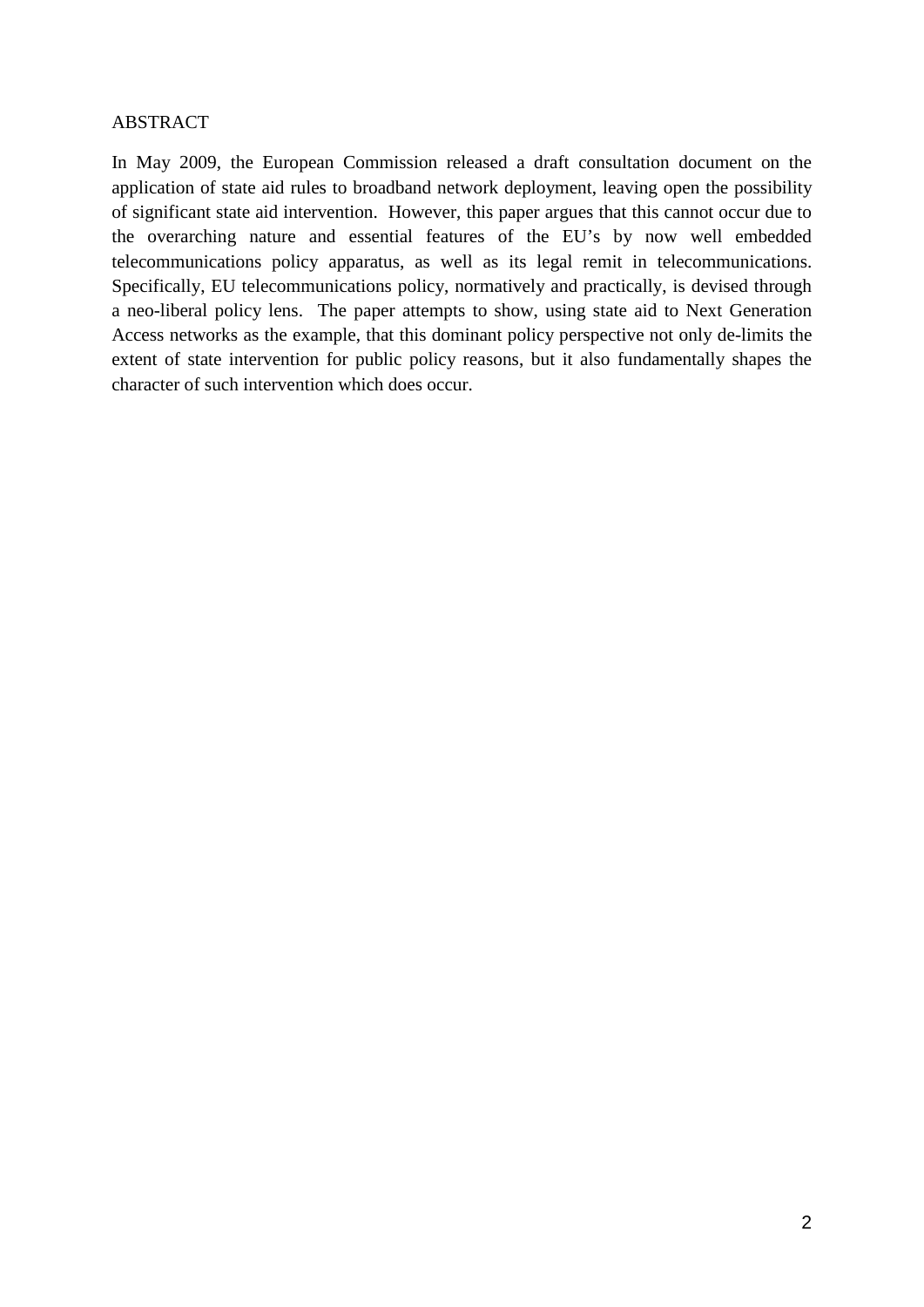## ABSTRACT

In May 2009, the European Commission released a draft consultation document on the application of state aid rules to broadband network deployment, leaving open the possibility of significant state aid intervention. However, this paper argues that this cannot occur due to the overarching nature and essential features of the EU's by now well embedded telecommunications policy apparatus, as well as its legal remit in telecommunications. Specifically, EU telecommunications policy, normatively and practically, is devised through a neo-liberal policy lens. The paper attempts to show, using state aid to Next Generation Access networks as the example, that this dominant policy perspective not only de-limits the extent of state intervention for public policy reasons, but it also fundamentally shapes the character of such intervention which does occur.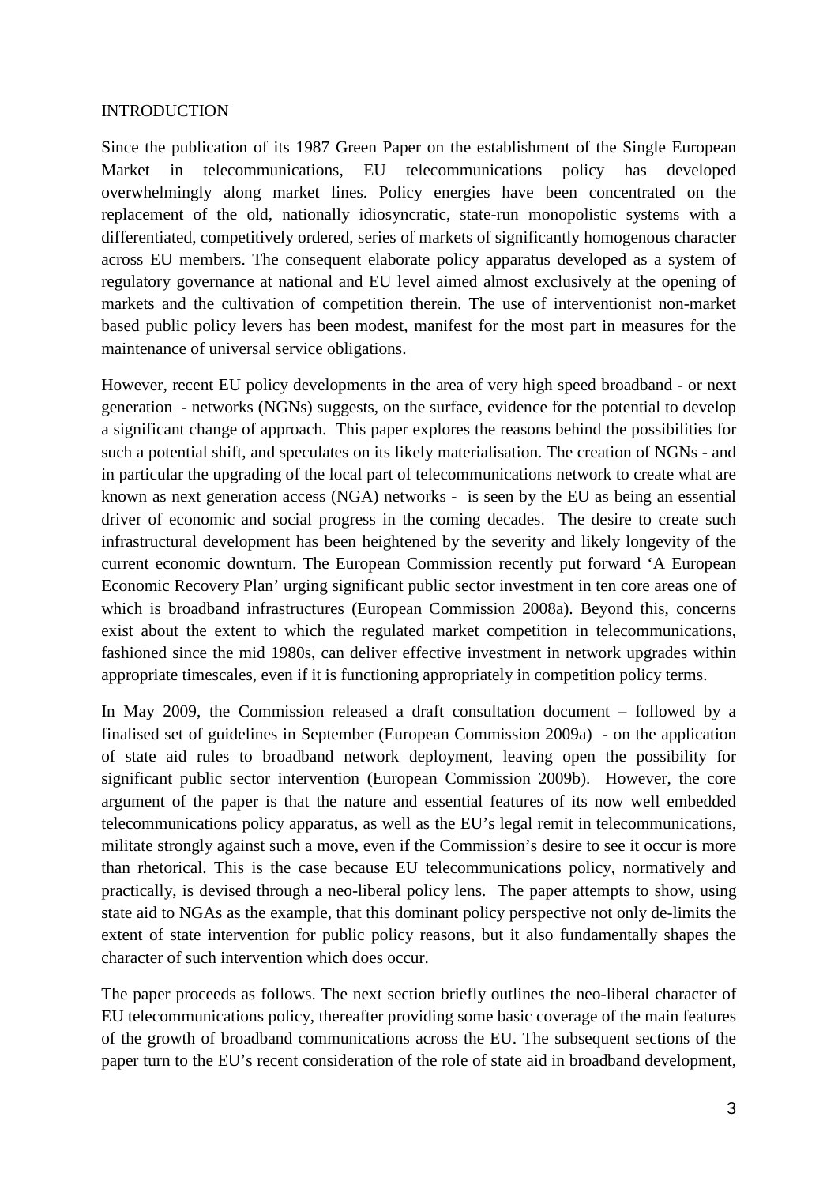## INTRODUCTION

Since the publication of its 1987 Green Paper on the establishment of the Single European Market in telecommunications, EU telecommunications policy has developed overwhelmingly along market lines. Policy energies have been concentrated on the replacement of the old, nationally idiosyncratic, state-run monopolistic systems with a differentiated, competitively ordered, series of markets of significantly homogenous character across EU members. The consequent elaborate policy apparatus developed as a system of regulatory governance at national and EU level aimed almost exclusively at the opening of markets and the cultivation of competition therein. The use of interventionist non-market based public policy levers has been modest, manifest for the most part in measures for the maintenance of universal service obligations.

However, recent EU policy developments in the area of very high speed broadband - or next generation - networks (NGNs) suggests, on the surface, evidence for the potential to develop a significant change of approach. This paper explores the reasons behind the possibilities for such a potential shift, and speculates on its likely materialisation. The creation of NGNs - and in particular the upgrading of the local part of telecommunications network to create what are known as next generation access (NGA) networks - is seen by the EU as being an essential driver of economic and social progress in the coming decades. The desire to create such infrastructural development has been heightened by the severity and likely longevity of the current economic downturn. The European Commission recently put forward 'A European Economic Recovery Plan' urging significant public sector investment in ten core areas one of which is broadband infrastructures (European Commission 2008a). Beyond this, concerns exist about the extent to which the regulated market competition in telecommunications, fashioned since the mid 1980s, can deliver effective investment in network upgrades within appropriate timescales, even if it is functioning appropriately in competition policy terms.

In May 2009, the Commission released a draft consultation document – followed by a finalised set of guidelines in September (European Commission 2009a) - on the application of state aid rules to broadband network deployment, leaving open the possibility for significant public sector intervention (European Commission 2009b). However, the core argument of the paper is that the nature and essential features of its now well embedded telecommunications policy apparatus, as well as the EU's legal remit in telecommunications, militate strongly against such a move, even if the Commission's desire to see it occur is more than rhetorical. This is the case because EU telecommunications policy, normatively and practically, is devised through a neo-liberal policy lens. The paper attempts to show, using state aid to NGAs as the example, that this dominant policy perspective not only de-limits the extent of state intervention for public policy reasons, but it also fundamentally shapes the character of such intervention which does occur.

The paper proceeds as follows. The next section briefly outlines the neo-liberal character of EU telecommunications policy, thereafter providing some basic coverage of the main features of the growth of broadband communications across the EU. The subsequent sections of the paper turn to the EU's recent consideration of the role of state aid in broadband development,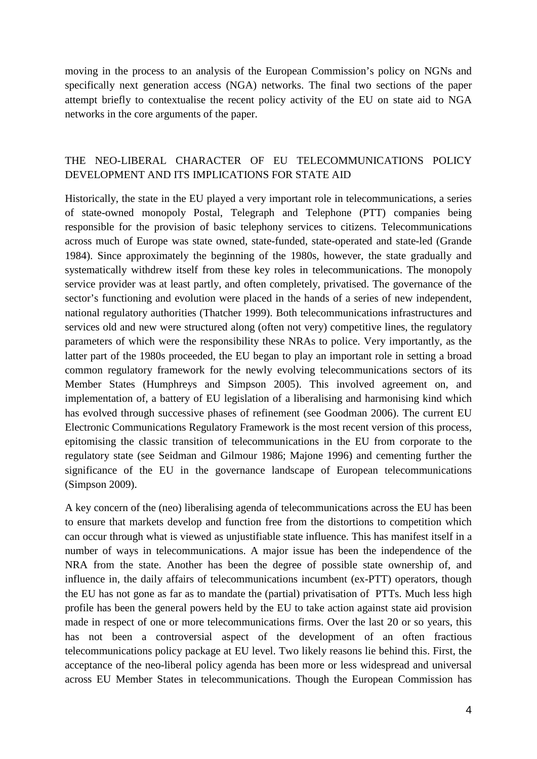moving in the process to an analysis of the European Commission's policy on NGNs and specifically next generation access (NGA) networks. The final two sections of the paper attempt briefly to contextualise the recent policy activity of the EU on state aid to NGA networks in the core arguments of the paper.

## THE NEO-LIBERAL CHARACTER OF EU TELECOMMUNICATIONS POLICY DEVELOPMENT AND ITS IMPLICATIONS FOR STATE AID

Historically, the state in the EU played a very important role in telecommunications, a series of state-owned monopoly Postal, Telegraph and Telephone (PTT) companies being responsible for the provision of basic telephony services to citizens. Telecommunications across much of Europe was state owned, state-funded, state-operated and state-led (Grande 1984). Since approximately the beginning of the 1980s, however, the state gradually and systematically withdrew itself from these key roles in telecommunications. The monopoly service provider was at least partly, and often completely, privatised. The governance of the sector's functioning and evolution were placed in the hands of a series of new independent, national regulatory authorities (Thatcher 1999). Both telecommunications infrastructures and services old and new were structured along (often not very) competitive lines, the regulatory parameters of which were the responsibility these NRAs to police. Very importantly, as the latter part of the 1980s proceeded, the EU began to play an important role in setting a broad common regulatory framework for the newly evolving telecommunications sectors of its Member States (Humphreys and Simpson 2005). This involved agreement on, and implementation of, a battery of EU legislation of a liberalising and harmonising kind which has evolved through successive phases of refinement (see Goodman 2006). The current EU Electronic Communications Regulatory Framework is the most recent version of this process, epitomising the classic transition of telecommunications in the EU from corporate to the regulatory state (see Seidman and Gilmour 1986; Majone 1996) and cementing further the significance of the EU in the governance landscape of European telecommunications (Simpson 2009).

A key concern of the (neo) liberalising agenda of telecommunications across the EU has been to ensure that markets develop and function free from the distortions to competition which can occur through what is viewed as unjustifiable state influence. This has manifest itself in a number of ways in telecommunications. A major issue has been the independence of the NRA from the state. Another has been the degree of possible state ownership of, and influence in, the daily affairs of telecommunications incumbent (ex-PTT) operators, though the EU has not gone as far as to mandate the (partial) privatisation of PTTs. Much less high profile has been the general powers held by the EU to take action against state aid provision made in respect of one or more telecommunications firms. Over the last 20 or so years, this has not been a controversial aspect of the development of an often fractious telecommunications policy package at EU level. Two likely reasons lie behind this. First, the acceptance of the neo-liberal policy agenda has been more or less widespread and universal across EU Member States in telecommunications. Though the European Commission has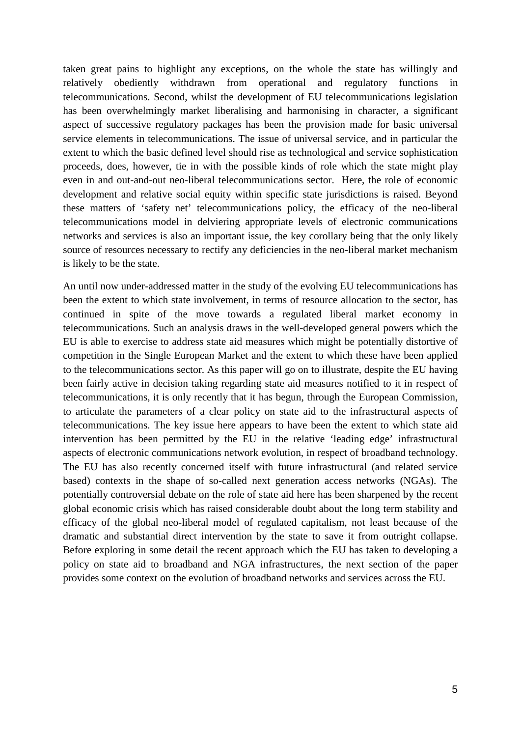taken great pains to highlight any exceptions, on the whole the state has willingly and relatively obediently withdrawn from operational and regulatory functions in telecommunications. Second, whilst the development of EU telecommunications legislation has been overwhelmingly market liberalising and harmonising in character, a significant aspect of successive regulatory packages has been the provision made for basic universal service elements in telecommunications. The issue of universal service, and in particular the extent to which the basic defined level should rise as technological and service sophistication proceeds, does, however, tie in with the possible kinds of role which the state might play even in and out-and-out neo-liberal telecommunications sector. Here, the role of economic development and relative social equity within specific state jurisdictions is raised. Beyond these matters of 'safety net' telecommunications policy, the efficacy of the neo-liberal telecommunications model in delviering appropriate levels of electronic communications networks and services is also an important issue, the key corollary being that the only likely source of resources necessary to rectify any deficiencies in the neo-liberal market mechanism is likely to be the state.

An until now under-addressed matter in the study of the evolving EU telecommunications has been the extent to which state involvement, in terms of resource allocation to the sector, has continued in spite of the move towards a regulated liberal market economy in telecommunications. Such an analysis draws in the well-developed general powers which the EU is able to exercise to address state aid measures which might be potentially distortive of competition in the Single European Market and the extent to which these have been applied to the telecommunications sector. As this paper will go on to illustrate, despite the EU having been fairly active in decision taking regarding state aid measures notified to it in respect of telecommunications, it is only recently that it has begun, through the European Commission, to articulate the parameters of a clear policy on state aid to the infrastructural aspects of telecommunications. The key issue here appears to have been the extent to which state aid intervention has been permitted by the EU in the relative 'leading edge' infrastructural aspects of electronic communications network evolution, in respect of broadband technology. The EU has also recently concerned itself with future infrastructural (and related service based) contexts in the shape of so-called next generation access networks (NGAs). The potentially controversial debate on the role of state aid here has been sharpened by the recent global economic crisis which has raised considerable doubt about the long term stability and efficacy of the global neo-liberal model of regulated capitalism, not least because of the dramatic and substantial direct intervention by the state to save it from outright collapse. Before exploring in some detail the recent approach which the EU has taken to developing a policy on state aid to broadband and NGA infrastructures, the next section of the paper provides some context on the evolution of broadband networks and services across the EU.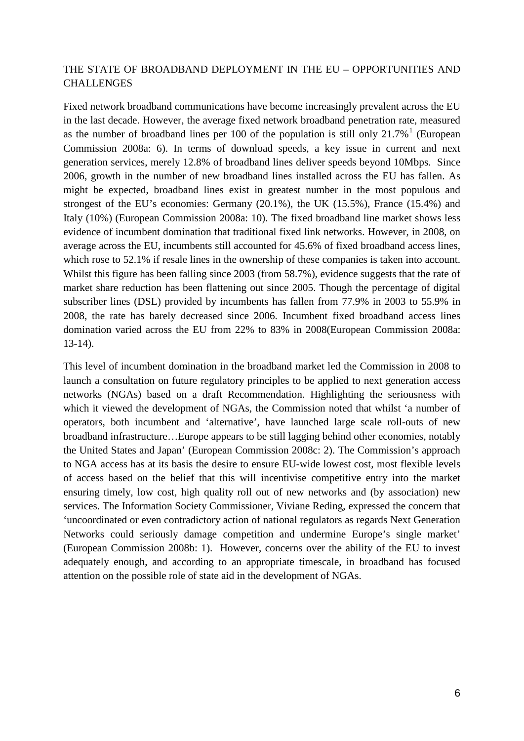## THE STATE OF BROADBAND DEPLOYMENT IN THE EU – OPPORTUNITIES AND CHALLENGES

Fixed network broadband communications have become increasingly prevalent across the EU in the last decade. However, the average fixed network broadband penetration rate, measured as the number of broadband lines per 100 of the population is still only 21.7%[1] (European Commission 2008a: 6). In terms of download speeds, a key issue in current and next generation services, merely 12.8% of broadband lines deliver speeds beyond 10Mbps. Since 2006, growth in the number of new broadband lines installed across the EU has fallen. As might be expected, broadband lines exist in greatest number in the most populous and strongest of the EU's economies: Germany (20.1%), the UK (15.5%), France (15.4%) and Italy (10%) (European Commission 2008a: 10). The fixed broadband line market shows less evidence of incumbent domination that traditional fixed link networks. However, in 2008, on average across the EU, incumbents still accounted for 45.6% of fixed broadband access lines, which rose to 52.1% if resale lines in the ownership of these companies is taken into account. Whilst this figure has been falling since 2003 (from 58.7%), evidence suggests that the rate of market share reduction has been flattening out since 2005. Though the percentage of digital subscriber lines (DSL) provided by incumbents has fallen from 77.9% in 2003 to 55.9% in 2008, the rate has barely decreased since 2006. Incumbent fixed broadband access lines domination varied across the EU from 22% to 83% in 2008(European Commission 2008a: 13-14).

This level of incumbent domination in the broadband market led the Commission in 2008 to launch a consultation on future regulatory principles to be applied to next generation access networks (NGAs) based on a draft Recommendation. Highlighting the seriousness with which it viewed the development of NGAs, the Commission noted that whilst 'a number of operators, both incumbent and 'alternative', have launched large scale roll-outs of new broadband infrastructure…Europe appears to be still lagging behind other economies, notably the United States and Japan' (European Commission 2008c: 2). The Commission's approach to NGA access has at its basis the desire to ensure EU-wide lowest cost, most flexible levels of access based on the belief that this will incentivise competitive entry into the market ensuring timely, low cost, high quality roll out of new networks and (by association) new services. The Information Society Commissioner, Viviane Reding, expressed the concern that 'uncoordinated or even contradictory action of national regulators as regards Next Generation Networks could seriously damage competition and undermine Europe's single market' (European Commission 2008b: 1). However, concerns over the ability of the EU to invest adequately enough, and according to an appropriate timescale, in broadband has focused attention on the possible role of state aid in the development of NGAs.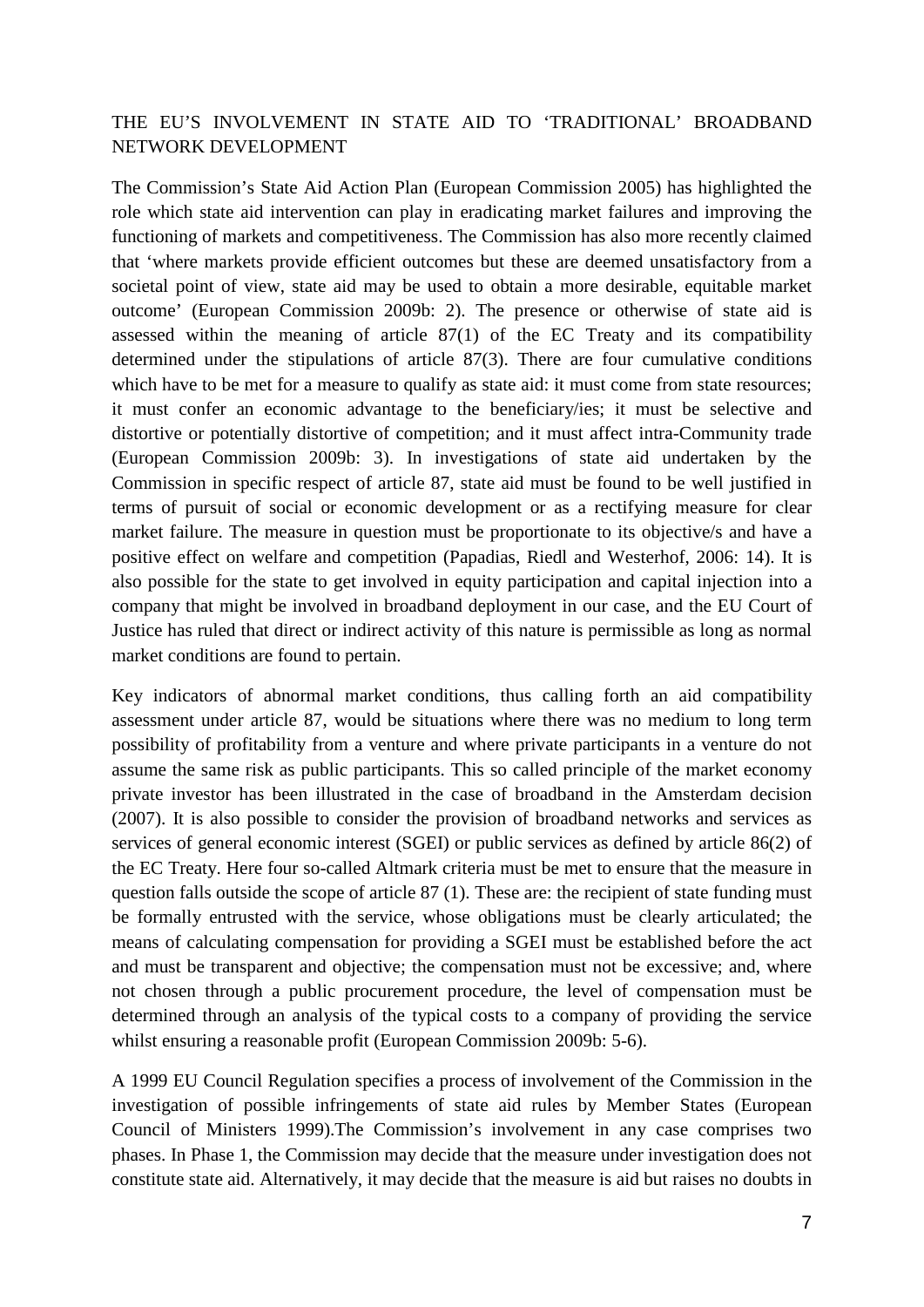## THE EU'S INVOLVEMENT IN STATE AID TO 'TRADITIONAL' BROADBAND NETWORK DEVELOPMENT

The Commission's State Aid Action Plan (European Commission 2005) has highlighted the role which state aid intervention can play in eradicating market failures and improving the functioning of markets and competitiveness. The Commission has also more recently claimed that 'where markets provide efficient outcomes but these are deemed unsatisfactory from a societal point of view, state aid may be used to obtain a more desirable, equitable market outcome' (European Commission 2009b: 2). The presence or otherwise of state aid is assessed within the meaning of article 87(1) of the EC Treaty and its compatibility determined under the stipulations of article 87(3). There are four cumulative conditions which have to be met for a measure to qualify as state aid: it must come from state resources; it must confer an economic advantage to the beneficiary/ies; it must be selective and distortive or potentially distortive of competition; and it must affect intra-Community trade (European Commission 2009b: 3). In investigations of state aid undertaken by the Commission in specific respect of article 87, state aid must be found to be well justified in terms of pursuit of social or economic development or as a rectifying measure for clear market failure. The measure in question must be proportionate to its objective/s and have a positive effect on welfare and competition (Papadias, Riedl and Westerhof, 2006: 14). It is also possible for the state to get involved in equity participation and capital injection into a company that might be involved in broadband deployment in our case, and the EU Court of Justice has ruled that direct or indirect activity of this nature is permissible as long as normal market conditions are found to pertain.

Key indicators of abnormal market conditions, thus calling forth an aid compatibility assessment under article 87, would be situations where there was no medium to long term possibility of profitability from a venture and where private participants in a venture do not assume the same risk as public participants. This so called principle of the market economy private investor has been illustrated in the case of broadband in the Amsterdam decision (2007). It is also possible to consider the provision of broadband networks and services as services of general economic interest (SGEI) or public services as defined by article 86(2) of the EC Treaty. Here four so-called Altmark criteria must be met to ensure that the measure in question falls outside the scope of article 87 (1). These are: the recipient of state funding must be formally entrusted with the service, whose obligations must be clearly articulated; the means of calculating compensation for providing a SGEI must be established before the act and must be transparent and objective; the compensation must not be excessive; and, where not chosen through a public procurement procedure, the level of compensation must be determined through an analysis of the typical costs to a company of providing the service whilst ensuring a reasonable profit (European Commission 2009b: 5-6).

A 1999 EU Council Regulation specifies a process of involvement of the Commission in the investigation of possible infringements of state aid rules by Member States (European Council of Ministers 1999).The Commission's involvement in any case comprises two phases. In Phase 1, the Commission may decide that the measure under investigation does not constitute state aid. Alternatively, it may decide that the measure is aid but raises no doubts in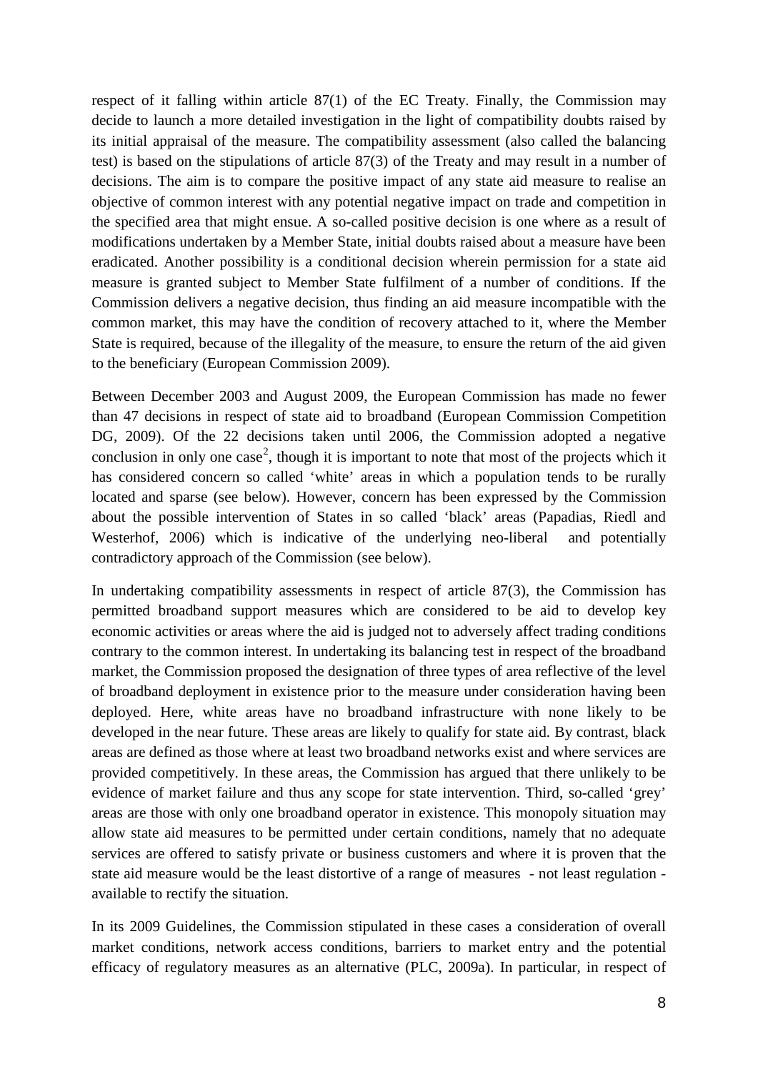respect of it falling within article 87(1) of the EC Treaty. Finally, the Commission may decide to launch a more detailed investigation in the light of compatibility doubts raised by its initial appraisal of the measure. The compatibility assessment (also called the balancing test) is based on the stipulations of article 87(3) of the Treaty and may result in a number of decisions. The aim is to compare the positive impact of any state aid measure to realise an objective of common interest with any potential negative impact on trade and competition in the specified area that might ensue. A so-called positive decision is one where as a result of modifications undertaken by a Member State, initial doubts raised about a measure have been eradicated. Another possibility is a conditional decision wherein permission for a state aid measure is granted subject to Member State fulfilment of a number of conditions. If the Commission delivers a negative decision, thus finding an aid measure incompatible with the common market, this may have the condition of recovery attached to it, where the Member State is required, because of the illegality of the measure, to ensure the return of the aid given to the beneficiary (European Commission 2009).

Between December 2003 and August 2009, the European Commission has made no fewer than 47 decisions in respect of state aid to broadband (European Commission Competition DG, 2009). Of the 22 decisions taken until 2006, the Commission adopted a negative conclusion in only one case[2], though it is important to note that most of the projects which it has considered concern so called 'white' areas in which a population tends to be rurally located and sparse (see below). However, concern has been expressed by the Commission about the possible intervention of States in so called 'black' areas (Papadias, Riedl and Westerhof, 2006) which is indicative of the underlying neo-liberal and potentially contradictory approach of the Commission (see below).

In undertaking compatibility assessments in respect of article 87(3), the Commission has permitted broadband support measures which are considered to be aid to develop key economic activities or areas where the aid is judged not to adversely affect trading conditions contrary to the common interest. In undertaking its balancing test in respect of the broadband market, the Commission proposed the designation of three types of area reflective of the level of broadband deployment in existence prior to the measure under consideration having been deployed. Here, white areas have no broadband infrastructure with none likely to be developed in the near future. These areas are likely to qualify for state aid. By contrast, black areas are defined as those where at least two broadband networks exist and where services are provided competitively. In these areas, the Commission has argued that there unlikely to be evidence of market failure and thus any scope for state intervention. Third, so-called 'grey' areas are those with only one broadband operator in existence. This monopoly situation may allow state aid measures to be permitted under certain conditions, namely that no adequate services are offered to satisfy private or business customers and where it is proven that the state aid measure would be the least distortive of a range of measures - not least regulation - available to rectify the situation.

In its 2009 Guidelines, the Commission stipulated in these cases a consideration of overall market conditions, network access conditions, barriers to market entry and the potential efficacy of regulatory measures as an alternative (PLC, 2009a). In particular, in respect of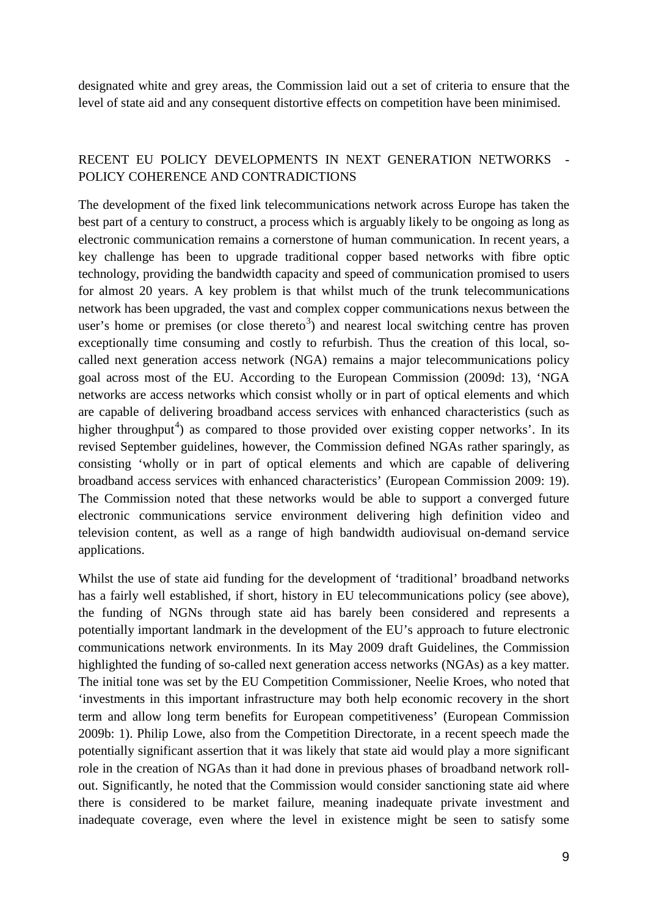designated white and grey areas, the Commission laid out a set of criteria to ensure that the level of state aid and any consequent distortive effects on competition have been minimised.

## RECENT EU POLICY DEVELOPMENTS IN NEXT GENERATION NETWORKS - POLICY COHERENCE AND CONTRADICTIONS

The development of the fixed link telecommunications network across Europe has taken the best part of a century to construct, a process which is arguably likely to be ongoing as long as electronic communication remains a cornerstone of human communication. In recent years, a key challenge has been to upgrade traditional copper based networks with fibre optic technology, providing the bandwidth capacity and speed of communication promised to users for almost 20 years. A key problem is that whilst much of the trunk telecommunications network has been upgraded, the vast and complex copper communications nexus between the user's home or premises (or close thereto[3]) and nearest local switching centre has proven exceptionally time consuming and costly to refurbish. Thus the creation of this local, so-called next generation access network (NGA) remains a major telecommunications policy goal across most of the EU. According to the European Commission (2009d: 13), 'NGA networks are access networks which consist wholly or in part of optical elements and which are capable of delivering broadband access services with enhanced characteristics (such as higher throughput[4]) as compared to those provided over existing copper networks'. In its revised September guidelines, however, the Commission defined NGAs rather sparingly, as consisting 'wholly or in part of optical elements and which are capable of delivering broadband access services with enhanced characteristics' (European Commission 2009: 19). The Commission noted that these networks would be able to support a converged future electronic communications service environment delivering high definition video and television content, as well as a range of high bandwidth audiovisual on-demand service applications.

Whilst the use of state aid funding for the development of 'traditional' broadband networks has a fairly well established, if short, history in EU telecommunications policy (see above), the funding of NGNs through state aid has barely been considered and represents a potentially important landmark in the development of the EU's approach to future electronic communications network environments. In its May 2009 draft Guidelines, the Commission highlighted the funding of so-called next generation access networks (NGAs) as a key matter. The initial tone was set by the EU Competition Commissioner, Neelie Kroes, who noted that 'investments in this important infrastructure may both help economic recovery in the short term and allow long term benefits for European competitiveness' (European Commission 2009b: 1). Philip Lowe, also from the Competition Directorate, in a recent speech made the potentially significant assertion that it was likely that state aid would play a more significant role in the creation of NGAs than it had done in previous phases of broadband network roll-out. Significantly, he noted that the Commission would consider sanctioning state aid where there is considered to be market failure, meaning inadequate private investment and inadequate coverage, even where the level in existence might be seen to satisfy some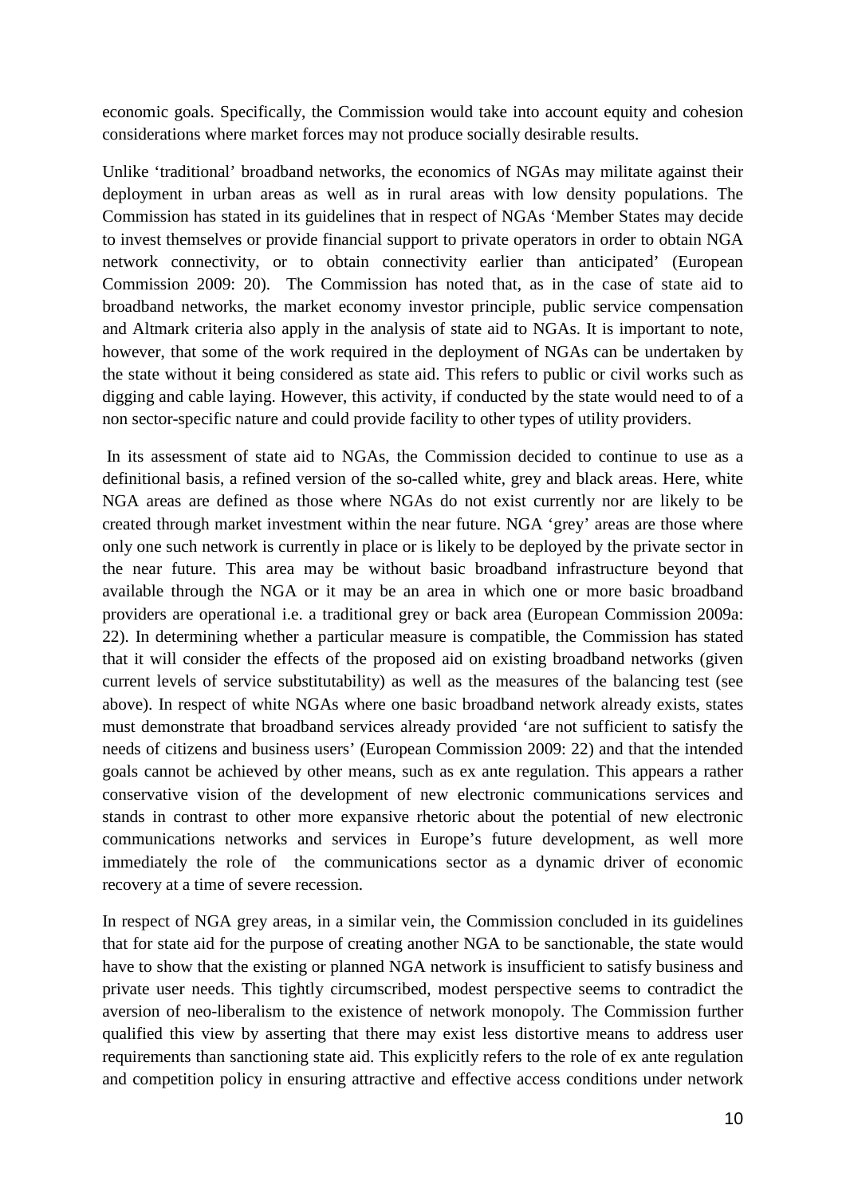economic goals. Specifically, the Commission would take into account equity and cohesion considerations where market forces may not produce socially desirable results.

Unlike 'traditional' broadband networks, the economics of NGAs may militate against their deployment in urban areas as well as in rural areas with low density populations. The Commission has stated in its guidelines that in respect of NGAs 'Member States may decide to invest themselves or provide financial support to private operators in order to obtain NGA network connectivity, or to obtain connectivity earlier than anticipated' (European Commission 2009: 20). The Commission has noted that, as in the case of state aid to broadband networks, the market economy investor principle, public service compensation and Altmark criteria also apply in the analysis of state aid to NGAs. It is important to note, however, that some of the work required in the deployment of NGAs can be undertaken by the state without it being considered as state aid. This refers to public or civil works such as digging and cable laying. However, this activity, if conducted by the state would need to of a non sector-specific nature and could provide facility to other types of utility providers.

In its assessment of state aid to NGAs, the Commission decided to continue to use as a definitional basis, a refined version of the so-called white, grey and black areas. Here, white NGA areas are defined as those where NGAs do not exist currently nor are likely to be created through market investment within the near future. NGA 'grey' areas are those where only one such network is currently in place or is likely to be deployed by the private sector in the near future. This area may be without basic broadband infrastructure beyond that available through the NGA or it may be an area in which one or more basic broadband providers are operational i.e. a traditional grey or back area (European Commission 2009a: 22). In determining whether a particular measure is compatible, the Commission has stated that it will consider the effects of the proposed aid on existing broadband networks (given current levels of service substitutability) as well as the measures of the balancing test (see above). In respect of white NGAs where one basic broadband network already exists, states must demonstrate that broadband services already provided 'are not sufficient to satisfy the needs of citizens and business users' (European Commission 2009: 22) and that the intended goals cannot be achieved by other means, such as ex ante regulation. This appears a rather conservative vision of the development of new electronic communications services and stands in contrast to other more expansive rhetoric about the potential of new electronic communications networks and services in Europe's future development, as well more immediately the role of the communications sector as a dynamic driver of economic recovery at a time of severe recession.

In respect of NGA grey areas, in a similar vein, the Commission concluded in its guidelines that for state aid for the purpose of creating another NGA to be sanctionable, the state would have to show that the existing or planned NGA network is insufficient to satisfy business and private user needs. This tightly circumscribed, modest perspective seems to contradict the aversion of neo-liberalism to the existence of network monopoly. The Commission further qualified this view by asserting that there may exist less distortive means to address user requirements than sanctioning state aid. This explicitly refers to the role of ex ante regulation and competition policy in ensuring attractive and effective access conditions under network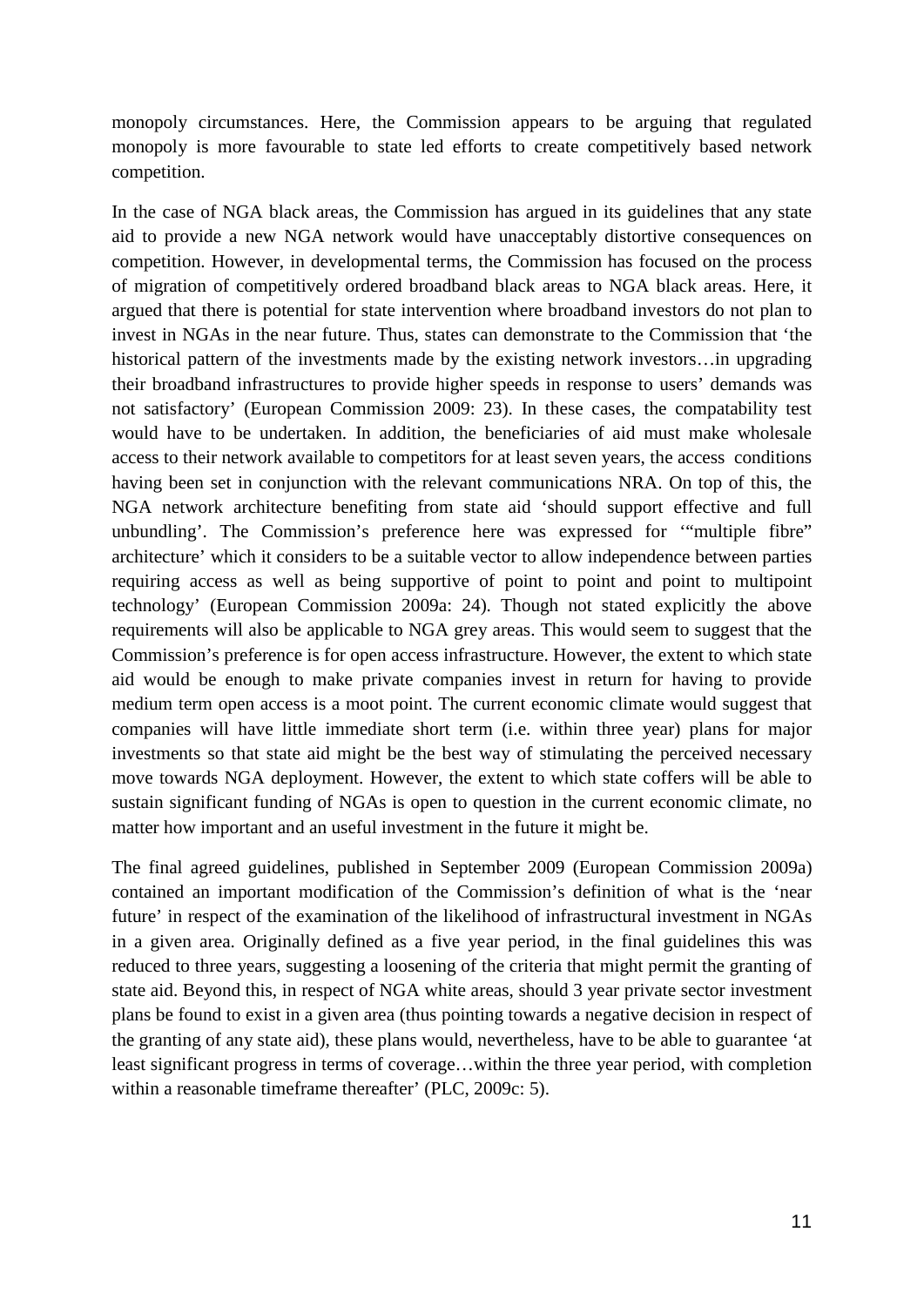monopoly circumstances. Here, the Commission appears to be arguing that regulated monopoly is more favourable to state led efforts to create competitively based network competition.

In the case of NGA black areas, the Commission has argued in its guidelines that any state aid to provide a new NGA network would have unacceptably distortive consequences on competition. However, in developmental terms, the Commission has focused on the process of migration of competitively ordered broadband black areas to NGA black areas. Here, it argued that there is potential for state intervention where broadband investors do not plan to invest in NGAs in the near future. Thus, states can demonstrate to the Commission that 'the historical pattern of the investments made by the existing network investors…in upgrading their broadband infrastructures to provide higher speeds in response to users' demands was not satisfactory' (European Commission 2009: 23). In these cases, the compatability test would have to be undertaken. In addition, the beneficiaries of aid must make wholesale access to their network available to competitors for at least seven years, the access conditions having been set in conjunction with the relevant communications NRA. On top of this, the NGA network architecture benefiting from state aid 'should support effective and full unbundling'. The Commission's preference here was expressed for '"multiple fibre" architecture' which it considers to be a suitable vector to allow independence between parties requiring access as well as being supportive of point to point and point to multipoint technology' (European Commission 2009a: 24). Though not stated explicitly the above requirements will also be applicable to NGA grey areas. This would seem to suggest that the Commission's preference is for open access infrastructure. However, the extent to which state aid would be enough to make private companies invest in return for having to provide medium term open access is a moot point. The current economic climate would suggest that companies will have little immediate short term (i.e. within three year) plans for major investments so that state aid might be the best way of stimulating the perceived necessary move towards NGA deployment. However, the extent to which state coffers will be able to sustain significant funding of NGAs is open to question in the current economic climate, no matter how important and an useful investment in the future it might be.

The final agreed guidelines, published in September 2009 (European Commission 2009a) contained an important modification of the Commission's definition of what is the 'near future' in respect of the examination of the likelihood of infrastructural investment in NGAs in a given area. Originally defined as a five year period, in the final guidelines this was reduced to three years, suggesting a loosening of the criteria that might permit the granting of state aid. Beyond this, in respect of NGA white areas, should 3 year private sector investment plans be found to exist in a given area (thus pointing towards a negative decision in respect of the granting of any state aid), these plans would, nevertheless, have to be able to guarantee 'at least significant progress in terms of coverage…within the three year period, with completion within a reasonable timeframe thereafter' (PLC, 2009c: 5).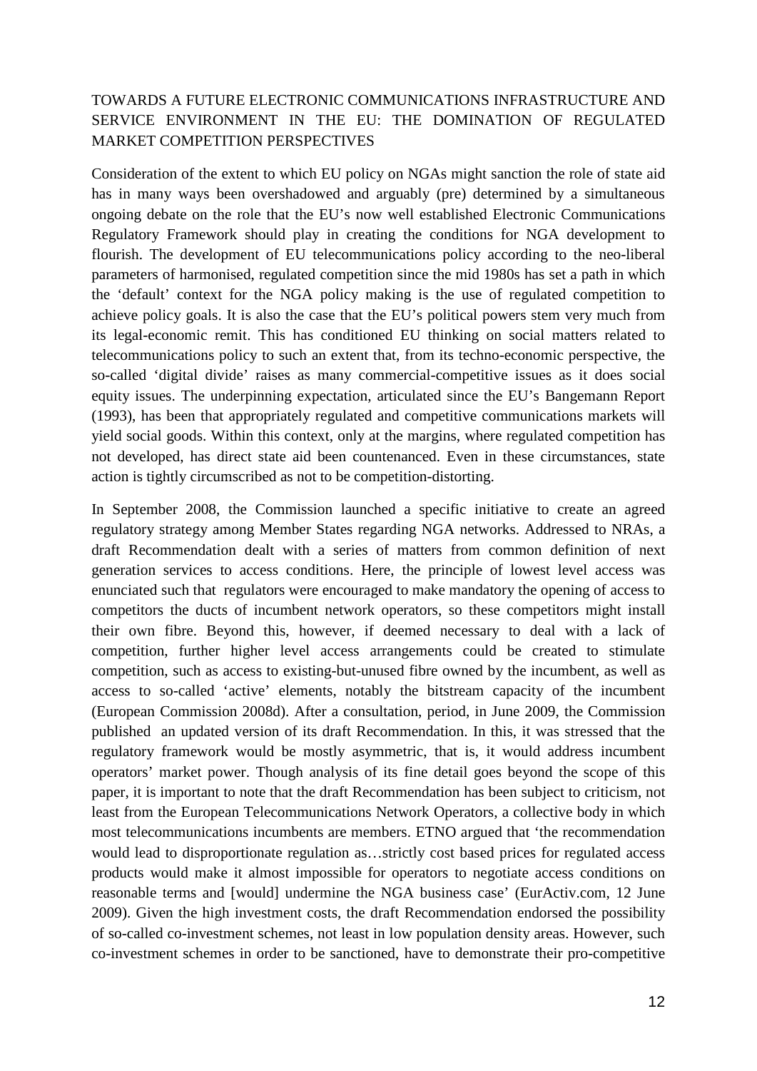## TOWARDS A FUTURE ELECTRONIC COMMUNICATIONS INFRASTRUCTURE AND SERVICE ENVIRONMENT IN THE EU: THE DOMINATION OF REGULATED MARKET COMPETITION PERSPECTIVES

Consideration of the extent to which EU policy on NGAs might sanction the role of state aid has in many ways been overshadowed and arguably (pre) determined by a simultaneous ongoing debate on the role that the EU's now well established Electronic Communications Regulatory Framework should play in creating the conditions for NGA development to flourish. The development of EU telecommunications policy according to the neo-liberal parameters of harmonised, regulated competition since the mid 1980s has set a path in which the 'default' context for the NGA policy making is the use of regulated competition to achieve policy goals. It is also the case that the EU's political powers stem very much from its legal-economic remit. This has conditioned EU thinking on social matters related to telecommunications policy to such an extent that, from its techno-economic perspective, the so-called 'digital divide' raises as many commercial-competitive issues as it does social equity issues. The underpinning expectation, articulated since the EU's Bangemann Report (1993), has been that appropriately regulated and competitive communications markets will yield social goods. Within this context, only at the margins, where regulated competition has not developed, has direct state aid been countenanced. Even in these circumstances, state action is tightly circumscribed as not to be competition-distorting.

In September 2008, the Commission launched a specific initiative to create an agreed regulatory strategy among Member States regarding NGA networks. Addressed to NRAs, a draft Recommendation dealt with a series of matters from common definition of next generation services to access conditions. Here, the principle of lowest level access was enunciated such that regulators were encouraged to make mandatory the opening of access to competitors the ducts of incumbent network operators, so these competitors might install their own fibre. Beyond this, however, if deemed necessary to deal with a lack of competition, further higher level access arrangements could be created to stimulate competition, such as access to existing-but-unused fibre owned by the incumbent, as well as access to so-called 'active' elements, notably the bitstream capacity of the incumbent (European Commission 2008d). After a consultation, period, in June 2009, the Commission published an updated version of its draft Recommendation. In this, it was stressed that the regulatory framework would be mostly asymmetric, that is, it would address incumbent operators' market power. Though analysis of its fine detail goes beyond the scope of this paper, it is important to note that the draft Recommendation has been subject to criticism, not least from the European Telecommunications Network Operators, a collective body in which most telecommunications incumbents are members. ETNO argued that 'the recommendation would lead to disproportionate regulation as…strictly cost based prices for regulated access products would make it almost impossible for operators to negotiate access conditions on reasonable terms and [would] undermine the NGA business case' (EurActiv.com, 12 June 2009). Given the high investment costs, the draft Recommendation endorsed the possibility of so-called co-investment schemes, not least in low population density areas. However, such co-investment schemes in order to be sanctioned, have to demonstrate their pro-competitive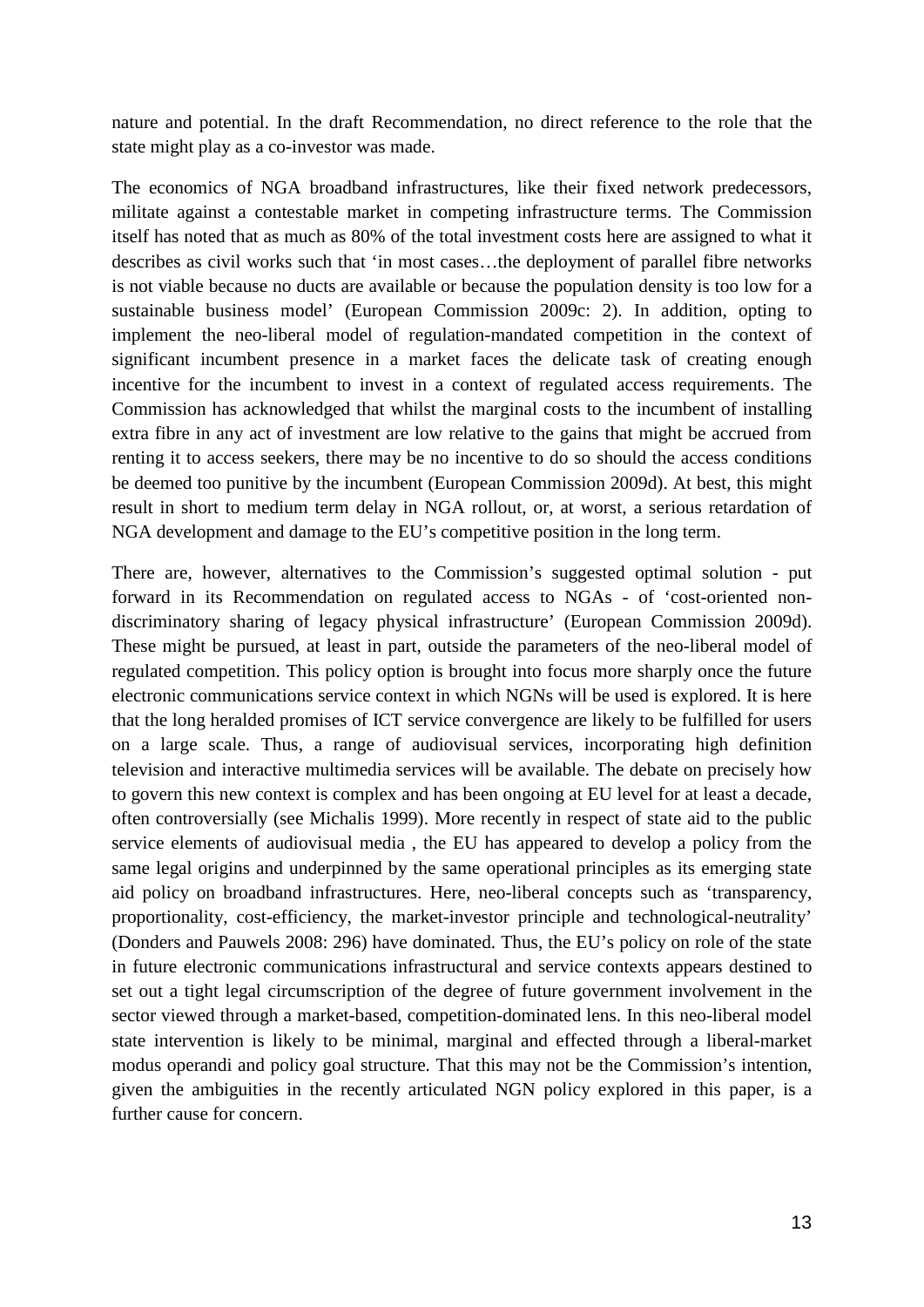nature and potential. In the draft Recommendation, no direct reference to the role that the state might play as a co-investor was made.

The economics of NGA broadband infrastructures, like their fixed network predecessors, militate against a contestable market in competing infrastructure terms. The Commission itself has noted that as much as 80% of the total investment costs here are assigned to what it describes as civil works such that 'in most cases…the deployment of parallel fibre networks is not viable because no ducts are available or because the population density is too low for a sustainable business model' (European Commission 2009c: 2). In addition, opting to implement the neo-liberal model of regulation-mandated competition in the context of significant incumbent presence in a market faces the delicate task of creating enough incentive for the incumbent to invest in a context of regulated access requirements. The Commission has acknowledged that whilst the marginal costs to the incumbent of installing extra fibre in any act of investment are low relative to the gains that might be accrued from renting it to access seekers, there may be no incentive to do so should the access conditions be deemed too punitive by the incumbent (European Commission 2009d). At best, this might result in short to medium term delay in NGA rollout, or, at worst, a serious retardation of NGA development and damage to the EU's competitive position in the long term.

There are, however, alternatives to the Commission's suggested optimal solution - put forward in its Recommendation on regulated access to NGAs - of 'cost-oriented non-discriminatory sharing of legacy physical infrastructure' (European Commission 2009d). These might be pursued, at least in part, outside the parameters of the neo-liberal model of regulated competition. This policy option is brought into focus more sharply once the future electronic communications service context in which NGNs will be used is explored. It is here that the long heralded promises of ICT service convergence are likely to be fulfilled for users on a large scale. Thus, a range of audiovisual services, incorporating high definition television and interactive multimedia services will be available. The debate on precisely how to govern this new context is complex and has been ongoing at EU level for at least a decade, often controversially (see Michalis 1999). More recently in respect of state aid to the public service elements of audiovisual media , the EU has appeared to develop a policy from the same legal origins and underpinned by the same operational principles as its emerging state aid policy on broadband infrastructures. Here, neo-liberal concepts such as 'transparency, proportionality, cost-efficiency, the market-investor principle and technological-neutrality' (Donders and Pauwels 2008: 296) have dominated. Thus, the EU's policy on role of the state in future electronic communications infrastructural and service contexts appears destined to set out a tight legal circumscription of the degree of future government involvement in the sector viewed through a market-based, competition-dominated lens. In this neo-liberal model state intervention is likely to be minimal, marginal and effected through a liberal-market modus operandi and policy goal structure. That this may not be the Commission's intention, given the ambiguities in the recently articulated NGN policy explored in this paper, is a further cause for concern.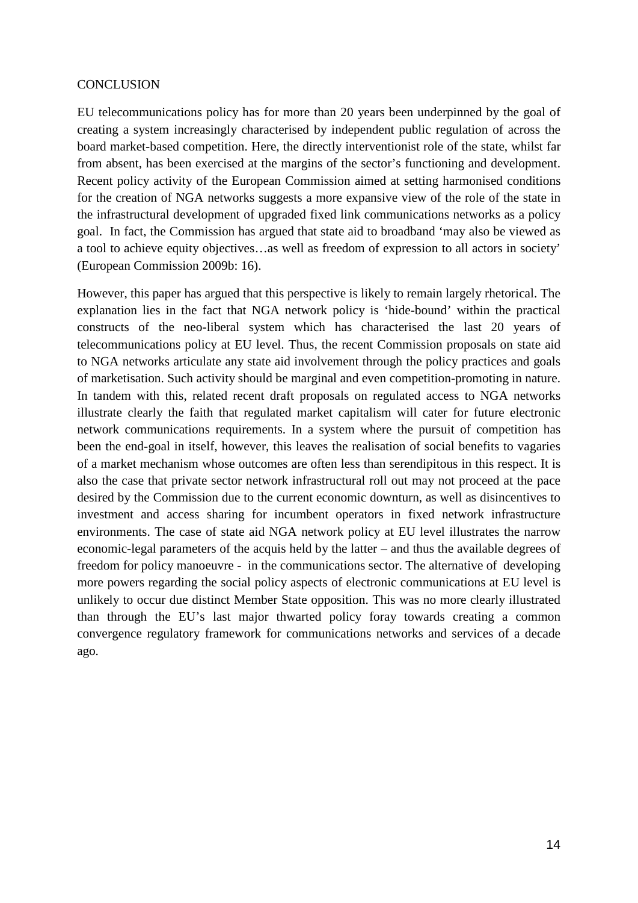## CONCLUSION

EU telecommunications policy has for more than 20 years been underpinned by the goal of creating a system increasingly characterised by independent public regulation of across the board market-based competition. Here, the directly interventionist role of the state, whilst far from absent, has been exercised at the margins of the sector's functioning and development. Recent policy activity of the European Commission aimed at setting harmonised conditions for the creation of NGA networks suggests a more expansive view of the role of the state in the infrastructural development of upgraded fixed link communications networks as a policy goal. In fact, the Commission has argued that state aid to broadband 'may also be viewed as a tool to achieve equity objectives…as well as freedom of expression to all actors in society' (European Commission 2009b: 16).

However, this paper has argued that this perspective is likely to remain largely rhetorical. The explanation lies in the fact that NGA network policy is 'hide-bound' within the practical constructs of the neo-liberal system which has characterised the last 20 years of telecommunications policy at EU level. Thus, the recent Commission proposals on state aid to NGA networks articulate any state aid involvement through the policy practices and goals of marketisation. Such activity should be marginal and even competition-promoting in nature. In tandem with this, related recent draft proposals on regulated access to NGA networks illustrate clearly the faith that regulated market capitalism will cater for future electronic network communications requirements. In a system where the pursuit of competition has been the end-goal in itself, however, this leaves the realisation of social benefits to vagaries of a market mechanism whose outcomes are often less than serendipitous in this respect. It is also the case that private sector network infrastructural roll out may not proceed at the pace desired by the Commission due to the current economic downturn, as well as disincentives to investment and access sharing for incumbent operators in fixed network infrastructure environments. The case of state aid NGA network policy at EU level illustrates the narrow economic-legal parameters of the acquis held by the latter – and thus the available degrees of freedom for policy manoeuvre - in the communications sector. The alternative of developing more powers regarding the social policy aspects of electronic communications at EU level is unlikely to occur due distinct Member State opposition. This was no more clearly illustrated than through the EU's last major thwarted policy foray towards creating a common convergence regulatory framework for communications networks and services of a decade ago.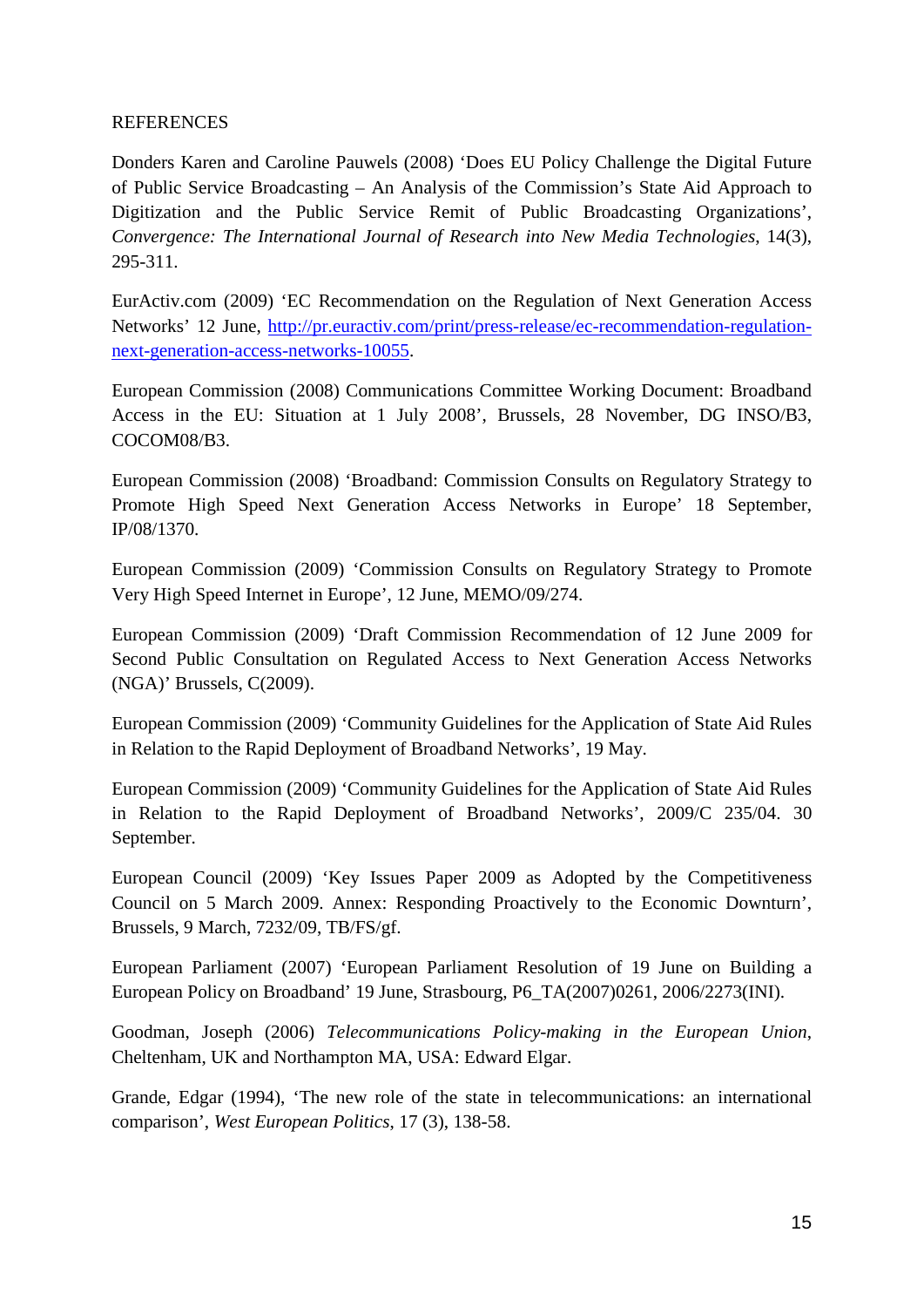REFERENCES

Donders Karen and Caroline Pauwels (2008) 'Does EU Policy Challenge the Digital Future of Public Service Broadcasting – An Analysis of the Commission's State Aid Approach to Digitization and the Public Service Remit of Public Broadcasting Organizations', *Convergence: The International Journal of Research into New Media Technologies*, 14(3), 295-311.

EurActiv.com (2009) 'EC Recommendation on the Regulation of Next Generation Access Networks' 12 June, http://pr.euractiv.com/print/press-release/ec-recommendation-regulation-next-generation-access-networks-10055.

European Commission (2008) Communications Committee Working Document: Broadband Access in the EU: Situation at 1 July 2008', Brussels, 28 November, DG INSO/B3, COCOM08/B3.

European Commission (2008) 'Broadband: Commission Consults on Regulatory Strategy to Promote High Speed Next Generation Access Networks in Europe' 18 September, IP/08/1370.

European Commission (2009) 'Commission Consults on Regulatory Strategy to Promote Very High Speed Internet in Europe', 12 June, MEMO/09/274.

European Commission (2009) 'Draft Commission Recommendation of 12 June 2009 for Second Public Consultation on Regulated Access to Next Generation Access Networks (NGA)' Brussels, C(2009).

European Commission (2009) 'Community Guidelines for the Application of State Aid Rules in Relation to the Rapid Deployment of Broadband Networks', 19 May.

European Commission (2009) 'Community Guidelines for the Application of State Aid Rules in Relation to the Rapid Deployment of Broadband Networks', 2009/C 235/04. 30 September.

European Council (2009) 'Key Issues Paper 2009 as Adopted by the Competitiveness Council on 5 March 2009. Annex: Responding Proactively to the Economic Downturn', Brussels, 9 March, 7232/09, TB/FS/gf.

European Parliament (2007) 'European Parliament Resolution of 19 June on Building a European Policy on Broadband' 19 June, Strasbourg, P6_TA(2007)0261, 2006/2273(INI).

Goodman, Joseph (2006) *Telecommunications Policy-making in the European Union*, Cheltenham, UK and Northampton MA, USA: Edward Elgar.

Grande, Edgar (1994), 'The new role of the state in telecommunications: an international comparison', *West European Politics*, 17 (3), 138-58.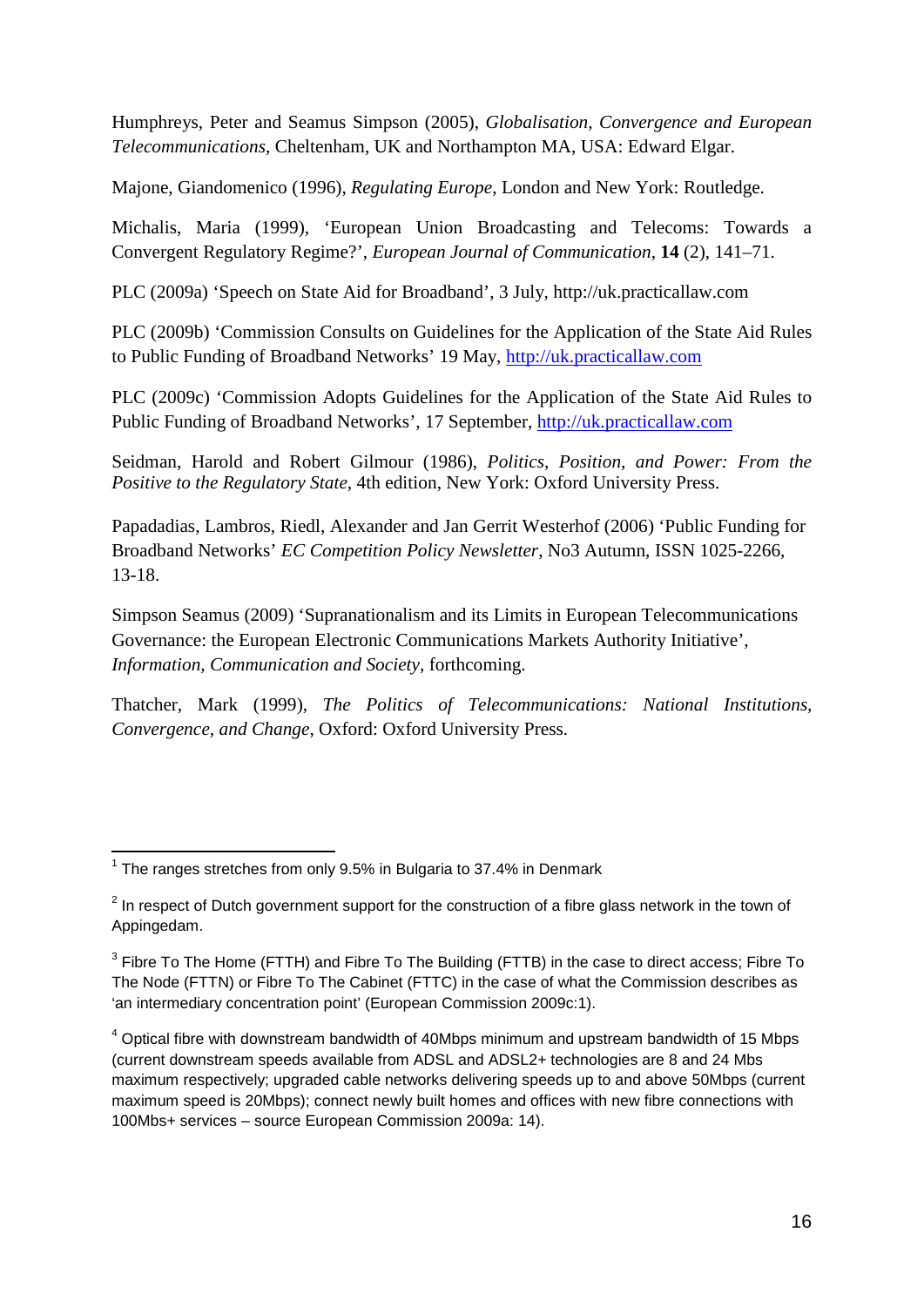Humphreys, Peter and Seamus Simpson (2005), *Globalisation, Convergence and European Telecommunications*, Cheltenham, UK and Northampton MA, USA: Edward Elgar.

Majone, Giandomenico (1996), *Regulating Europe*, London and New York: Routledge.

Michalis, Maria (1999), 'European Union Broadcasting and Telecoms: Towards a Convergent Regulatory Regime?', *European Journal of Communication*, **14** (2), 141–71.

PLC (2009a) 'Speech on State Aid for Broadband', 3 July, http://uk.practicallaw.com

PLC (2009b) 'Commission Consults on Guidelines for the Application of the State Aid Rules to Public Funding of Broadband Networks' 19 May, http://uk.practicallaw.com

PLC (2009c) 'Commission Adopts Guidelines for the Application of the State Aid Rules to Public Funding of Broadband Networks', 17 September, http://uk.practicallaw.com

Seidman, Harold and Robert Gilmour (1986), *Politics, Position, and Power: From the Positive to the Regulatory State*, 4th edition, New York: Oxford University Press.

Papadadias, Lambros, Riedl, Alexander and Jan Gerrit Westerhof (2006) 'Public Funding for Broadband Networks' *EC Competition Policy Newsletter*, No3 Autumn, ISSN 1025-2266, 13-18.

Simpson Seamus (2009) 'Supranationalism and its Limits in European Telecommunications Governance: the European Electronic Communications Markets Authority Initiative', *Information, Communication and Society*, forthcoming.

Thatcher, Mark (1999), *The Politics of Telecommunications: National Institutions, Convergence, and Change*, Oxford: Oxford University Press.

---

[1] The ranges stretches from only 9.5% in Bulgaria to 37.4% in Denmark

[2] In respect of Dutch government support for the construction of a fibre glass network in the town of Appingedam.

[3] Fibre To The Home (FTTH) and Fibre To The Building (FTTB) in the case to direct access; Fibre To The Node (FTTN) or Fibre To The Cabinet (FTTC) in the case of what the Commission describes as 'an intermediary concentration point' (European Commission 2009c:1).

[4] Optical fibre with downstream bandwidth of 40Mbps minimum and upstream bandwidth of 15 Mbps (current downstream speeds available from ADSL and ADSL2+ technologies are 8 and 24 Mbs maximum respectively; upgraded cable networks delivering speeds up to and above 50Mbps (current maximum speed is 20Mbps); connect newly built homes and offices with new fibre connections with 100Mbs+ services – source European Commission 2009a: 14).